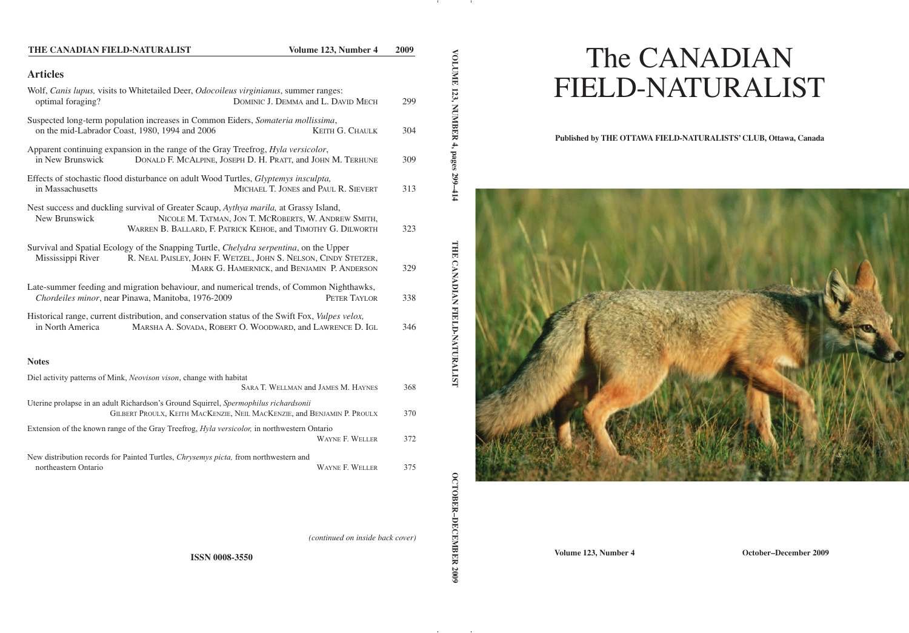# THE CANADIAN FIELD-NATURALIST

**Volume 123, Number 4 — 2009**

## Articles

Wolf, *Canis lupus,* visits to Whitetailed Deer, *Odocoileus virginianus*, summer ranges: optimal foraging? — DOMINIC J. DEMMA and L. DAVID MECH — 299

Suspected long-term population increases in Common Eiders, *Somateria mollissima*, on the mid-Labrador Coast, 1980, 1994 and 2006 — KEITH G. CHAULK — 304

Apparent continuing expansion in the range of the Gray Treefrog, *Hyla versicolor*, in New Brunswick — DONALD F. MCALPINE, JOSEPH D. H. PRATT, and JOHN M. TERHUNE — 309

Effects of stochastic flood disturbance on adult Wood Turtles, *Glyptemys insculpta,* in Massachusetts — MICHAEL T. JONES and PAUL R. SIEVERT — 313

Nest success and duckling survival of Greater Scaup, *Aythya marila,* at Grassy Island, New Brunswick — NICOLE M. TATMAN, JON T. MCROBERTS, W. ANDREW SMITH, WARREN B. BALLARD, F. PATRICK KEHOE, and TIMOTHY G. DILWORTH — 323

Survival and Spatial Ecology of the Snapping Turtle, *Chelydra serpentina*, on the Upper Mississippi River — R. NEAL PAISLEY, JOHN F. WETZEL, JOHN S. NELSON, CINDY STETZER, MARK G. HAMERNICK, and BENJAMIN P. ANDERSON — 329

Late-summer feeding and migration behaviour, and numerical trends, of Common Nighthawks, *Chordeiles minor*, near Pinawa, Manitoba, 1976-2009 — PETER TAYLOR — 338

Historical range, current distribution, and conservation status of the Swift Fox, *Vulpes velox,* in North America — MARSHA A. SOVADA, ROBERT O. WOODWARD, and LAWRENCE D. IGL — 346

## Notes

Diel activity patterns of Mink, *Neovison vison*, change with habitat — SARA T. WELLMAN and JAMES M. HAYNES — 368

Uterine prolapse in an adult Richardson's Ground Squirrel, *Spermophilus richardsonii* — GILBERT PROULX, KEITH MACKENZIE, NEIL MACKENZIE, and BENJAMIN P. PROULX — 370

Extension of the known range of the Gray Treefrog, *Hyla versicolor,* in northwestern Ontario — WAYNE F. WELLER — 372

New distribution records for Painted Turtles, *Chrysemys picta,* from northwestern and northeastern Ontario — WAYNE F. WELLER — 375

*(continued on inside back cover)*

**ISSN 0008-3550**

**VOLUME 123, NUMBER 4, pages 299–414 — THE CANADIAN FIELD-NATURALIST — OCTOBER–DECEMBER 2009**

# The CANADIAN FIELD-NATURALIST

**Published by THE OTTAWA FIELD-NATURALISTS' CLUB, Ottawa, Canada**

**Volume 123, Number 4 — October–December 2009**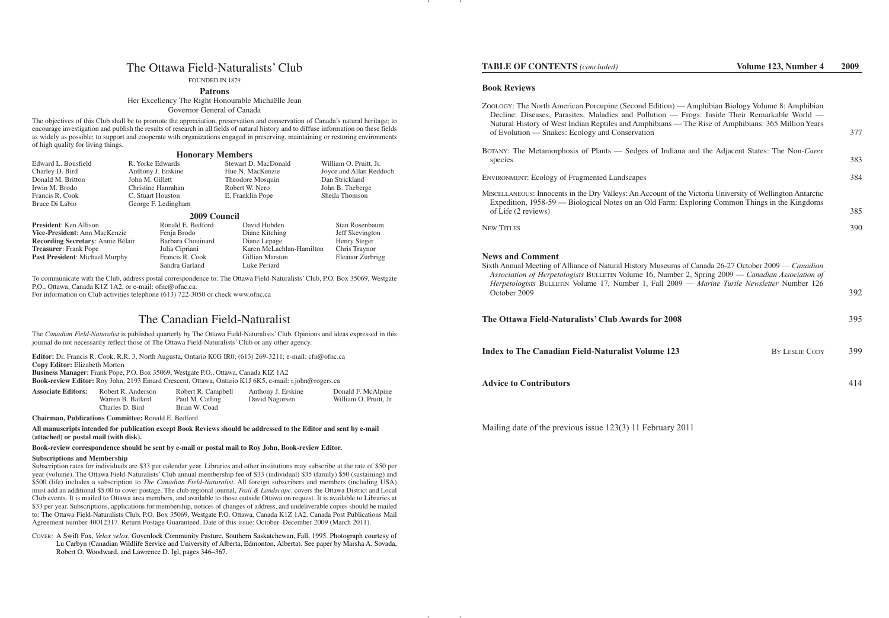# The Ottawa Field-Naturalists' Club

FOUNDED IN 1879

**Patrons**

Her Excellency The Right Honourable Michaëlle Jean
Governor General of Canada

The objectives of this Club shall be to promote the appreciation, preservation and conservation of Canada's natural heritage; to encourage investigation and publish the results of research in all fields of natural history and to diffuse information on these fields as widely as possible; to support and cooperate with organizations engaged in preserving, maintaining or restoring environments of high quality for living things.

**Honorary Members**

| | | | |
|---|---|---|---|
| Edward L. Bousfield | R. Yorke Edwards | Stewart D. MacDonald | William O. Pruitt, Jr. |
| Charley D. Bird | Anthony J. Erskine | Hue N. MacKenzie | Joyce and Allan Reddoch |
| Donald M. Britton | John M. Gillett | Theodore Mosquin | Dan Strickland |
| Irwin M. Brodo | Christine Hanrahan | Robert W. Nero | John B. Theberge |
| Francis R. Cook | C. Stuart Houston | E. Franklin Pope | Sheila Thomson |
| Bruce Di Labio | George F. Ledingham | | |

**2009 Council**

| | | | |
|---|---|---|---|
| **President**: Ken Allison | Ronald E. Bedford | David Hobden | Stan Rosenbaum |
| **Vice-President**: Ann MacKenzie | Fenja Brodo | Diane Kitching | Jeff Skevington |
| **Recording Secretary**: Annie Bélair | Barbara Chouinard | Diane Lepage | Henry Steger |
| **Treasurer**: Frank Pope | Julia Cipriani | Karen McLachlan-Hamilton | Chris Traynor |
| **Past President**: Michael Murphy | Francis R. Cook | Gillian Marston | Eleanor Zurbrigg |
| | Sandra Garland | Luke Periard | |

To communicate with the Club, address postal correspondence to: The Ottawa Field-Naturalists' Club, P.O. Box 35069, Westgate P.O., Ottawa, Canada K1Z 1A2, or e-mail: ofnc@ofnc.ca.
For information on Club activities telephone (613) 722-3050 or check www.ofnc.ca

# The Canadian Field-Naturalist

The *Canadian Field-Naturalist* is published quarterly by The Ottawa Field-Naturalists' Club. Opinions and ideas expressed in this journal do not necessarily reflect those of The Ottawa Field-Naturalists' Club or any other agency.

**Editor:** Dr. Francis R. Cook, R.R. 3, North Augusta, Ontario K0G IR0; (613) 269-3211; e-mail: cfn@ofnc.ca
**Copy Editor:** Elizabeth Morton
**Business Manager:** Frank Pope, P.O. Box 35069, Westgate P.O., Ottawa, Canada KIZ 1A2
**Book-review Editor:** Roy John, 2193 Emard Crescent, Ottawa, Ontario K1J 6K5, e-mail: r.john@rogers.ca

| **Associate Editors:** | | | | |
|---|---|---|---|---|
| | Robert R. Anderson | Robert R. Campbell | Anthony J. Erskine | Donald F. McAlpine |
| | Warren B. Ballard | Paul M. Catling | David Nagorsen | William O. Pruitt, Jr. |
| | Charles D. Bird | Brian W. Coad | | |

**Chairman, Publications Committee:** Ronald E. Bedford

**All manuscripts intended for publication except Book Reviews should be addressed to the Editor and sent by e-mail (attached) or postal mail (with disk).**

**Book-review correspondence should be sent by e-mail or postal mail to Roy John, Book-review Editor.**

**Subscriptions and Membership**

Subscription rates for individuals are $33 per calendar year. Libraries and other institutions may subscribe at the rate of $50 per year (volume). The Ottawa Field-Naturalists' Club annual membership fee of $33 (individual) $35 (family) $50 (sustaining) and $500 (life) includes a subscription to *The Canadian Field-Naturalist*. All foreign subscribers and members (including USA) must add an additional $5.00 to cover postage. The club regional journal, *Trail & Landscape*, covers the Ottawa District and Local Club events. It is mailed to Ottawa area members, and available to those outside Ottawa on request. It is available to Libraries at $33 per year. Subscriptions, applications for membership, notices of changes of address, and undeliverable copies should be mailed to: The Ottawa Field-Naturalists Club, P.O. Box 35069, Westgate P.O. Ottawa, Canada K1Z 1A2. Canada Post Publications Mail Agreement number 40012317. Return Postage Guaranteed. Date of this issue: October–December 2009 (March 2011).

COVER: A Swift Fox, *Velox velox*, Govenlock Community Pasture, Southern Saskatchewan, Fall, 1995. Photograph courtesy of Lu Carbyn (Canadian Wildlife Service and University of Alberta, Edmonton, Alberta). See paper by Marsha A. Sovada, Robert O. Woodward, and Lawrence D. Igl, pages 346–367.

## TABLE OF CONTENTS *(concluded)*

### Book Reviews

ZOOLOGY: The North American Porcupine (Second Edition) — Amphibian Biology Volume 8: Amphibian Decline: Diseases, Parasites, Maladies and Pollution — Frogs: Inside Their Remarkable World — Natural History of West Indian Reptiles and Amphibians — The Rise of Amphibians: 365 Million Years of Evolution — Snakes: Ecology and Conservation — 377

BOTANY: The Metamorphosis of Plants — Sedges of Indiana and the Adjacent States: The Non-*Carex* species — 383

ENVIRONMENT: Ecology of Fragmented Landscapes — 384

MISCELLANEOUS: Innocents in the Dry Valleys: An Account of the Victoria University of Wellington Antarctic Expedition, 1958-59 — Biological Notes on an Old Farm: Exploring Common Things in the Kingdoms of Life (2 reviews) — 385

NEW TITLES — 390

### News and Comment

Sixth Annual Meeting of Alliance of Natural History Museums of Canada 26-27 October 2009 — *Canadian Association of Herpetologists* BULLETIN Volume 16, Number 2, Spring 2009 — *Canadian Association of Herpetologists* BULLETIN Volume 17, Number 1, Fall 2009 — *Marine Turtle Newsletter* Number 126 October 2009 — 392

### The Ottawa Field-Naturalists' Club Awards for 2008 — 395

### Index to The Canadian Field-Naturalist Volume 123 — BY LESLIE CODY — 399

### Advice to Contributors — 414

Mailing date of the previous issue 123(3) 11 February 2011